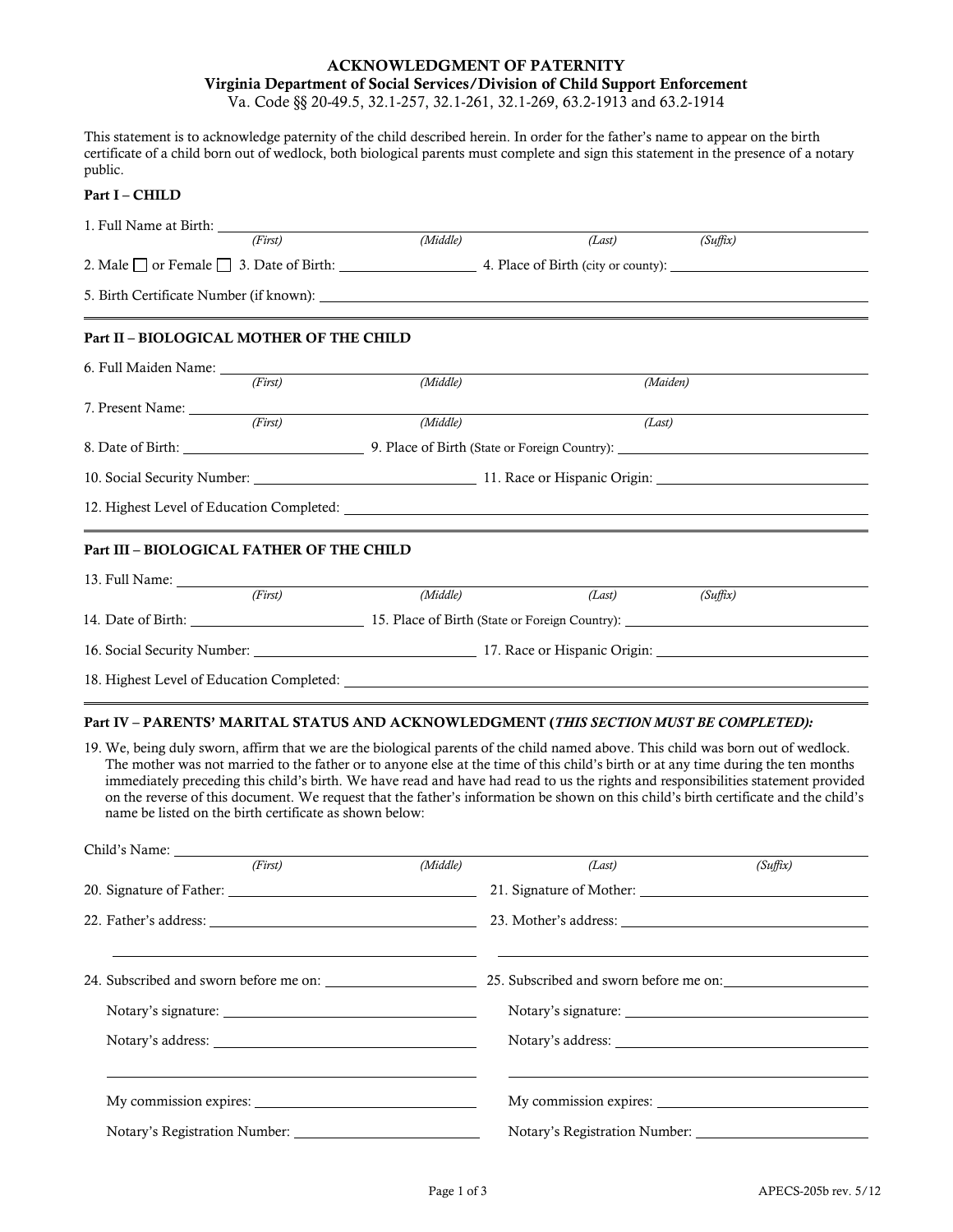# ACKNOWLEDGMENT OF PATERNITY

**Virginia Department of Social Services/Division of Child Support Enforcement**

Va. Code §§ 20-49.5, 32.1-257, 32.1-261, 32.1-269, 63.2-1913 and 63.2-1914

This statement is to acknowledge paternity of the child described herein. In order for the father's name to appear on the birth certificate of a child born out of wedlock, both biological parents must complete and sign this statement in the presence of a notary public.

**Part I – CHILD**

1. Full Name at Birth: ______________________________
   *(First)* *(Middle)* *(Last)* *(Suffix)*

2. Male ☐ or Female ☐ 3. Date of Birth: ______________ 4. Place of Birth (city or county): ______________

5. Birth Certificate Number (if known): ______________________________

**Part II – BIOLOGICAL MOTHER OF THE CHILD**

6. Full Maiden Name: ______________________________
   *(First)* *(Middle)* *(Maiden)*

7. Present Name: ______________________________
   *(First)* *(Middle)* *(Last)*

8. Date of Birth: ______________ 9. Place of Birth (State or Foreign Country): ______________

10. Social Security Number: ______________ 11. Race or Hispanic Origin: ______________

12. Highest Level of Education Completed: ______________________________

**Part III – BIOLOGICAL FATHER OF THE CHILD**

13. Full Name: ______________________________
    *(First)* *(Middle)* *(Last)* *(Suffix)*

14. Date of Birth: ______________ 15. Place of Birth (State or Foreign Country): ______________

16. Social Security Number: ______________ 17. Race or Hispanic Origin: ______________

18. Highest Level of Education Completed: ______________________________

**Part IV – PARENTS' MARITAL STATUS AND ACKNOWLEDGMENT (*THIS SECTION MUST BE COMPLETED):***

19. We, being duly sworn, affirm that we are the biological parents of the child named above. This child was born out of wedlock. The mother was not married to the father or to anyone else at the time of this child's birth or at any time during the ten months immediately preceding this child's birth. We have read and have had read to us the rights and responsibilities statement provided on the reverse of this document. We request that the father's information be shown on this child's birth certificate and the child's name be listed on the birth certificate as shown below:

Child's Name: ______________________________
*(First)* *(Middle)* *(Last)* *(Suffix)*

20. Signature of Father: ______________ 21. Signature of Mother: ______________

22. Father's address: ______________ 23. Mother's address: ______________

24. Subscribed and sworn before me on: ______________ 25. Subscribed and sworn before me on: ______________

Notary's signature: ______________ Notary's signature: ______________

Notary's address: ______________ Notary's address: ______________

My commission expires: ______________ My commission expires: ______________

Notary's Registration Number: ______________ Notary's Registration Number: ______________

APECS-205b rev. 5/12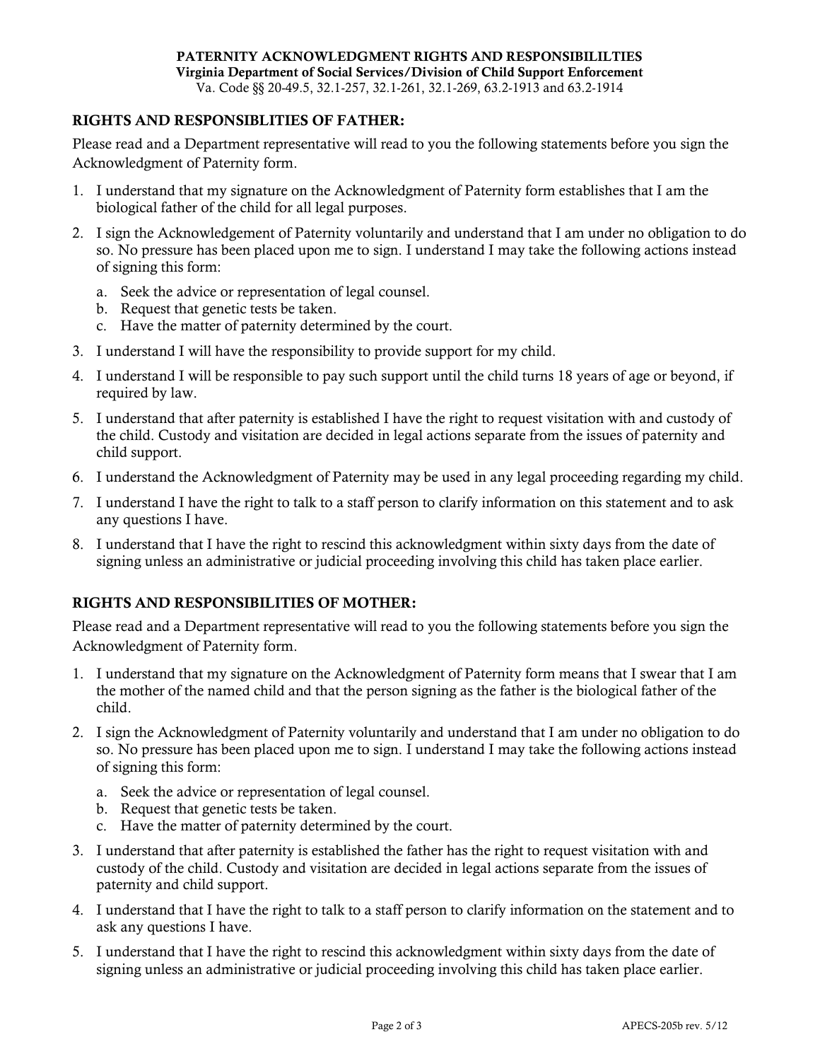**PATERNITY ACKNOWLEDGMENT RIGHTS AND RESPONSIBILILTIES**
**Virginia Department of Social Services/Division of Child Support Enforcement**
Va. Code §§ 20-49.5, 32.1-257, 32.1-261, 32.1-269, 63.2-1913 and 63.2-1914

## RIGHTS AND RESPONSIBLITIES OF FATHER:

Please read and a Department representative will read to you the following statements before you sign the Acknowledgment of Paternity form.

1. I understand that my signature on the Acknowledgment of Paternity form establishes that I am the biological father of the child for all legal purposes.
2. I sign the Acknowledgement of Paternity voluntarily and understand that I am under no obligation to do so. No pressure has been placed upon me to sign. I understand I may take the following actions instead of signing this form:
   a. Seek the advice or representation of legal counsel.
   b. Request that genetic tests be taken.
   c. Have the matter of paternity determined by the court.
3. I understand I will have the responsibility to provide support for my child.
4. I understand I will be responsible to pay such support until the child turns 18 years of age or beyond, if required by law.
5. I understand that after paternity is established I have the right to request visitation with and custody of the child. Custody and visitation are decided in legal actions separate from the issues of paternity and child support.
6. I understand the Acknowledgment of Paternity may be used in any legal proceeding regarding my child.
7. I understand I have the right to talk to a staff person to clarify information on this statement and to ask any questions I have.
8. I understand that I have the right to rescind this acknowledgment within sixty days from the date of signing unless an administrative or judicial proceeding involving this child has taken place earlier.

## RIGHTS AND RESPONSIBILITIES OF MOTHER:

Please read and a Department representative will read to you the following statements before you sign the Acknowledgment of Paternity form.

1. I understand that my signature on the Acknowledgment of Paternity form means that I swear that I am the mother of the named child and that the person signing as the father is the biological father of the child.
2. I sign the Acknowledgment of Paternity voluntarily and understand that I am under no obligation to do so. No pressure has been placed upon me to sign. I understand I may take the following actions instead of signing this form:
   a. Seek the advice or representation of legal counsel.
   b. Request that genetic tests be taken.
   c. Have the matter of paternity determined by the court.
3. I understand that after paternity is established the father has the right to request visitation with and custody of the child. Custody and visitation are decided in legal actions separate from the issues of paternity and child support.
4. I understand that I have the right to talk to a staff person to clarify information on the statement and to ask any questions I have.
5. I understand that I have the right to rescind this acknowledgment within sixty days from the date of signing unless an administrative or judicial proceeding involving this child has taken place earlier.

APECS-205b rev. 5/12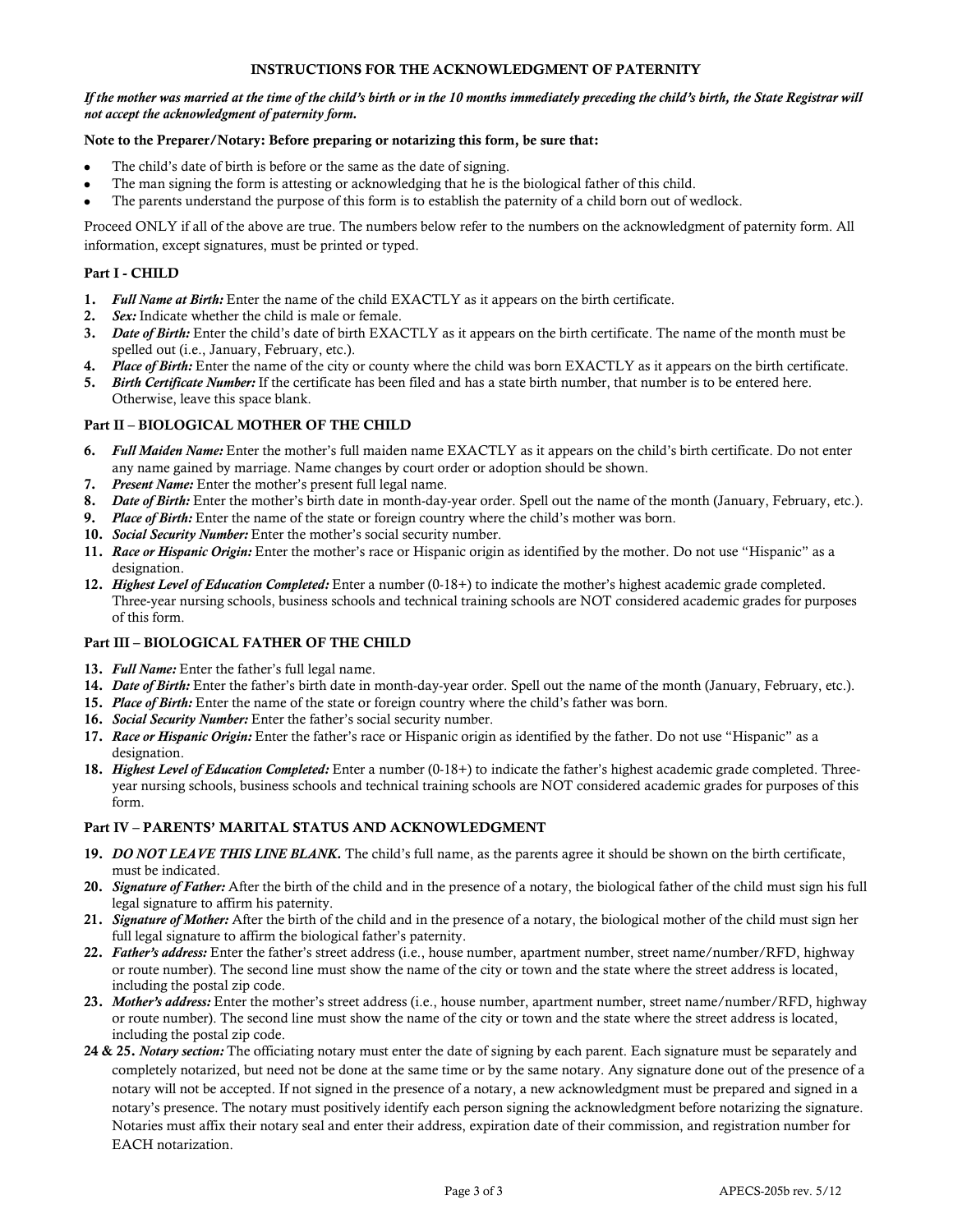# INSTRUCTIONS FOR THE ACKNOWLEDGMENT OF PATERNITY

***If the mother was married at the time of the child's birth or in the 10 months immediately preceding the child's birth, the State Registrar will not accept the acknowledgment of paternity form.***

**Note to the Preparer/Notary: Before preparing or notarizing this form, be sure that:**

- The child's date of birth is before or the same as the date of signing.
- The man signing the form is attesting or acknowledging that he is the biological father of this child.
- The parents understand the purpose of this form is to establish the paternity of a child born out of wedlock.

Proceed ONLY if all of the above are true. The numbers below refer to the numbers on the acknowledgment of paternity form. All information, except signatures, must be printed or typed.

## Part I - CHILD

1. ***Full Name at Birth:*** Enter the name of the child EXACTLY as it appears on the birth certificate.
2. ***Sex:*** Indicate whether the child is male or female.
3. ***Date of Birth:*** Enter the child's date of birth EXACTLY as it appears on the birth certificate. The name of the month must be spelled out (i.e., January, February, etc.).
4. ***Place of Birth:*** Enter the name of the city or county where the child was born EXACTLY as it appears on the birth certificate.
5. ***Birth Certificate Number:*** If the certificate has been filed and has a state birth number, that number is to be entered here. Otherwise, leave this space blank.

## Part II – BIOLOGICAL MOTHER OF THE CHILD

6. ***Full Maiden Name:*** Enter the mother's full maiden name EXACTLY as it appears on the child's birth certificate. Do not enter any name gained by marriage. Name changes by court order or adoption should be shown.
7. ***Present Name:*** Enter the mother's present full legal name.
8. ***Date of Birth:*** Enter the mother's birth date in month-day-year order. Spell out the name of the month (January, February, etc.).
9. ***Place of Birth:*** Enter the name of the state or foreign country where the child's mother was born.
10. ***Social Security Number:*** Enter the mother's social security number.
11. ***Race or Hispanic Origin:*** Enter the mother's race or Hispanic origin as identified by the mother. Do not use "Hispanic" as a designation.
12. ***Highest Level of Education Completed:*** Enter a number (0-18+) to indicate the mother's highest academic grade completed. Three-year nursing schools, business schools and technical training schools are NOT considered academic grades for purposes of this form.

## Part III – BIOLOGICAL FATHER OF THE CHILD

13. ***Full Name:*** Enter the father's full legal name.
14. ***Date of Birth:*** Enter the father's birth date in month-day-year order. Spell out the name of the month (January, February, etc.).
15. ***Place of Birth:*** Enter the name of the state or foreign country where the child's father was born.
16. ***Social Security Number:*** Enter the father's social security number.
17. ***Race or Hispanic Origin:*** Enter the father's race or Hispanic origin as identified by the father. Do not use "Hispanic" as a designation.
18. ***Highest Level of Education Completed:*** Enter a number (0-18+) to indicate the father's highest academic grade completed. Three-year nursing schools, business schools and technical training schools are NOT considered academic grades for purposes of this form.

## Part IV – PARENTS' MARITAL STATUS AND ACKNOWLEDGMENT

19. ***DO NOT LEAVE THIS LINE BLANK.*** The child's full name, as the parents agree it should be shown on the birth certificate, must be indicated.
20. ***Signature of Father:*** After the birth of the child and in the presence of a notary, the biological father of the child must sign his full legal signature to affirm his paternity.
21. ***Signature of Mother:*** After the birth of the child and in the presence of a notary, the biological mother of the child must sign her full legal signature to affirm the biological father's paternity.
22. ***Father's address:*** Enter the father's street address (i.e., house number, apartment number, street name/number/RFD, highway or route number). The second line must show the name of the city or town and the state where the street address is located, including the postal zip code.
23. ***Mother's address:*** Enter the mother's street address (i.e., house number, apartment number, street name/number/RFD, highway or route number). The second line must show the name of the city or town and the state where the street address is located, including the postal zip code.

**24 & 25.** ***Notary section:*** The officiating notary must enter the date of signing by each parent. Each signature must be separately and completely notarized, but need not be done at the same time or by the same notary. Any signature done out of the presence of a notary will not be accepted. If not signed in the presence of a notary, a new acknowledgment must be prepared and signed in a notary's presence. The notary must positively identify each person signing the acknowledgment before notarizing the signature. Notaries must affix their notary seal and enter their address, expiration date of their commission, and registration number for EACH notarization.

APECS-205b rev. 5/12